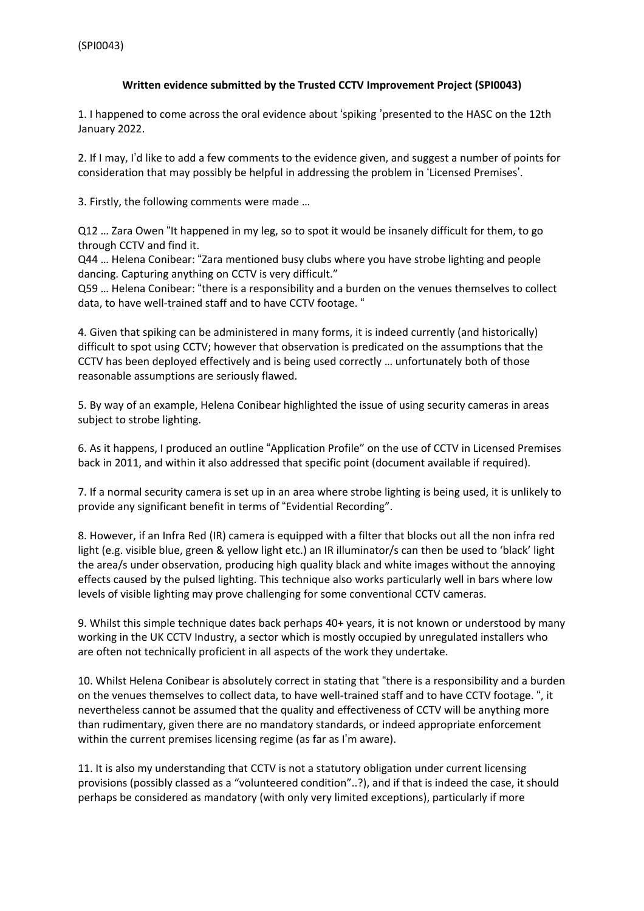(SPI0043)

**Written evidence submitted by the Trusted CCTV Improvement Project (SPI0043)**

1. I happened to come across the oral evidence about 'spiking 'presented to the HASC on the 12th January 2022.

2. If I may, I'd like to add a few comments to the evidence given, and suggest a number of points for consideration that may possibly be helpful in addressing the problem in 'Licensed Premises'.

3. Firstly, the following comments were made …

Q12 … Zara Owen "It happened in my leg, so to spot it would be insanely difficult for them, to go through CCTV and find it.
Q44 … Helena Conibear: "Zara mentioned busy clubs where you have strobe lighting and people dancing. Capturing anything on CCTV is very difficult."
Q59 … Helena Conibear: "there is a responsibility and a burden on the venues themselves to collect data, to have well-trained staff and to have CCTV footage. "

4. Given that spiking can be administered in many forms, it is indeed currently (and historically) difficult to spot using CCTV; however that observation is predicated on the assumptions that the CCTV has been deployed effectively and is being used correctly … unfortunately both of those reasonable assumptions are seriously flawed.

5. By way of an example, Helena Conibear highlighted the issue of using security cameras in areas subject to strobe lighting.

6. As it happens, I produced an outline "Application Profile" on the use of CCTV in Licensed Premises back in 2011, and within it also addressed that specific point (document available if required).

7. If a normal security camera is set up in an area where strobe lighting is being used, it is unlikely to provide any significant benefit in terms of "Evidential Recording".

8. However, if an Infra Red (IR) camera is equipped with a filter that blocks out all the non infra red light (e.g. visible blue, green & yellow light etc.) an IR illuminator/s can then be used to 'black' light the area/s under observation, producing high quality black and white images without the annoying effects caused by the pulsed lighting. This technique also works particularly well in bars where low levels of visible lighting may prove challenging for some conventional CCTV cameras.

9. Whilst this simple technique dates back perhaps 40+ years, it is not known or understood by many working in the UK CCTV Industry, a sector which is mostly occupied by unregulated installers who are often not technically proficient in all aspects of the work they undertake.

10. Whilst Helena Conibear is absolutely correct in stating that "there is a responsibility and a burden on the venues themselves to collect data, to have well-trained staff and to have CCTV footage. ", it nevertheless cannot be assumed that the quality and effectiveness of CCTV will be anything more than rudimentary, given there are no mandatory standards, or indeed appropriate enforcement within the current premises licensing regime (as far as I'm aware).

11. It is also my understanding that CCTV is not a statutory obligation under current licensing provisions (possibly classed as a "volunteered condition"..?), and if that is indeed the case, it should perhaps be considered as mandatory (with only very limited exceptions), particularly if more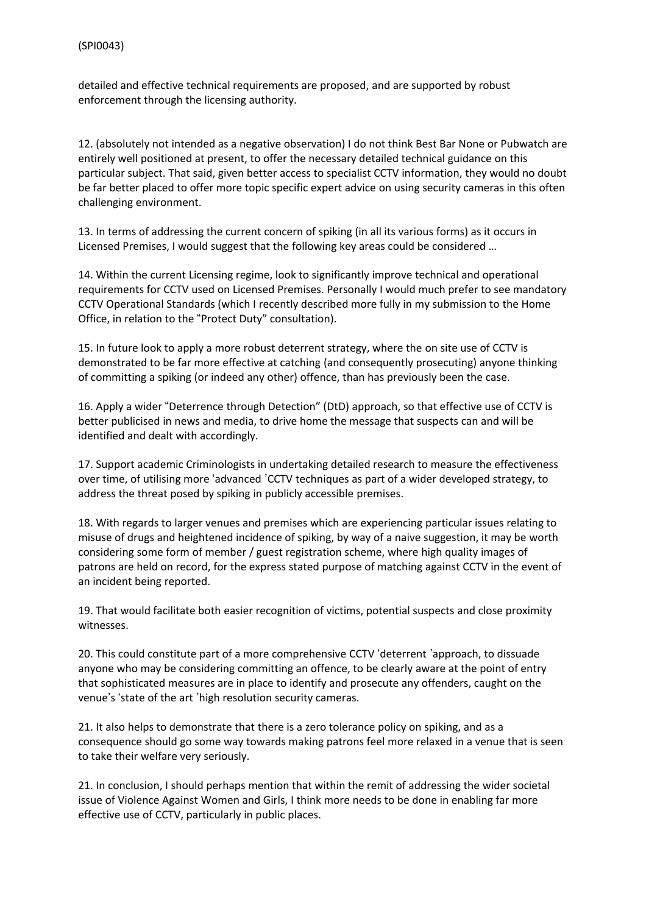detailed and effective technical requirements are proposed, and are supported by robust enforcement through the licensing authority.

12. (absolutely not intended as a negative observation) I do not think Best Bar None or Pubwatch are entirely well positioned at present, to offer the necessary detailed technical guidance on this particular subject. That said, given better access to specialist CCTV information, they would no doubt be far better placed to offer more topic specific expert advice on using security cameras in this often challenging environment.

13. In terms of addressing the current concern of spiking (in all its various forms) as it occurs in Licensed Premises, I would suggest that the following key areas could be considered …

14. Within the current Licensing regime, look to significantly improve technical and operational requirements for CCTV used on Licensed Premises. Personally I would much prefer to see mandatory CCTV Operational Standards (which I recently described more fully in my submission to the Home Office, in relation to the "Protect Duty" consultation).

15. In future look to apply a more robust deterrent strategy, where the on site use of CCTV is demonstrated to be far more effective at catching (and consequently prosecuting) anyone thinking of committing a spiking (or indeed any other) offence, than has previously been the case.

16. Apply a wider "Deterrence through Detection" (DtD) approach, so that effective use of CCTV is better publicised in news and media, to drive home the message that suspects can and will be identified and dealt with accordingly.

17. Support academic Criminologists in undertaking detailed research to measure the effectiveness over time, of utilising more 'advanced 'CCTV techniques as part of a wider developed strategy, to address the threat posed by spiking in publicly accessible premises.

18. With regards to larger venues and premises which are experiencing particular issues relating to misuse of drugs and heightened incidence of spiking, by way of a naive suggestion, it may be worth considering some form of member / guest registration scheme, where high quality images of patrons are held on record, for the express stated purpose of matching against CCTV in the event of an incident being reported.

19. That would facilitate both easier recognition of victims, potential suspects and close proximity witnesses.

20. This could constitute part of a more comprehensive CCTV 'deterrent 'approach, to dissuade anyone who may be considering committing an offence, to be clearly aware at the point of entry that sophisticated measures are in place to identify and prosecute any offenders, caught on the venue's 'state of the art 'high resolution security cameras.

21. It also helps to demonstrate that there is a zero tolerance policy on spiking, and as a consequence should go some way towards making patrons feel more relaxed in a venue that is seen to take their welfare very seriously.

21. In conclusion, I should perhaps mention that within the remit of addressing the wider societal issue of Violence Against Women and Girls, I think more needs to be done in enabling far more effective use of CCTV, particularly in public places.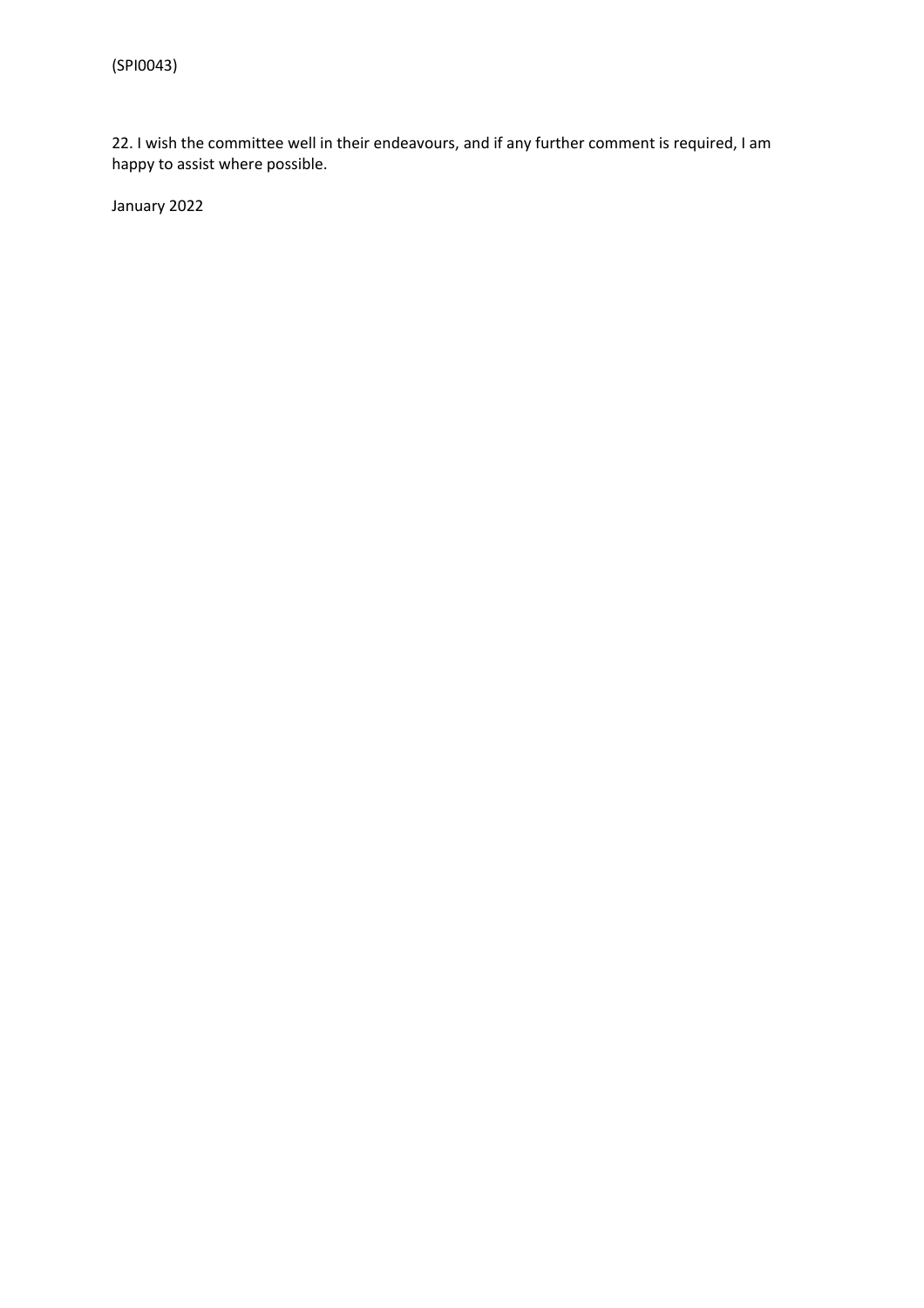22. I wish the committee well in their endeavours, and if any further comment is required, I am happy to assist where possible.

January 2022